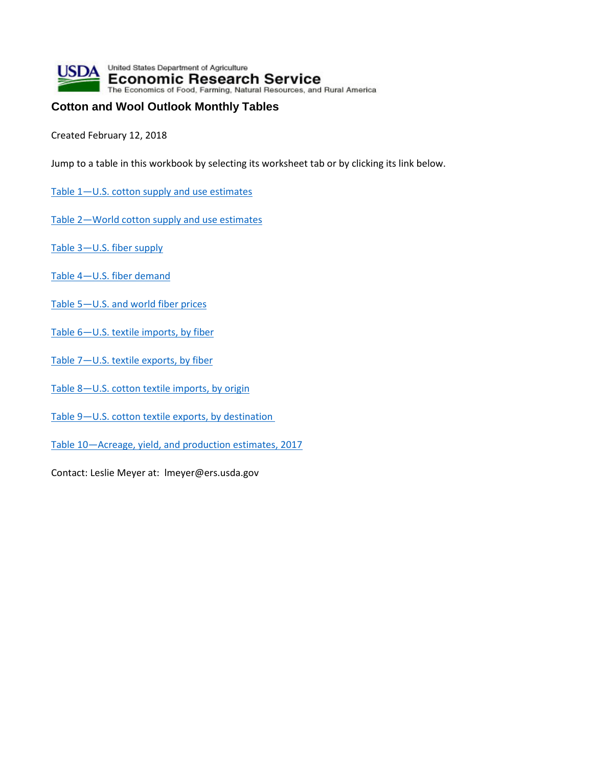United States Department of Agriculture
Economic Research Service
The Economics of Food, Farming, Natural Resources, and Rural America

# Cotton and Wool Outlook Monthly Tables

Created February 12, 2018

Jump to a table in this workbook by selecting its worksheet tab or by clicking its link below.

Table 1—U.S. cotton supply and use estimates

Table 2—World cotton supply and use estimates

Table 3—U.S. fiber supply

Table 4—U.S. fiber demand

Table 5—U.S. and world fiber prices

Table 6—U.S. textile imports, by fiber

Table 7—U.S. textile exports, by fiber

Table 8—U.S. cotton textile imports, by origin

Table 9—U.S. cotton textile exports, by destination

Table 10—Acreage, yield, and production estimates, 2017

Contact: Leslie Meyer at: lmeyer@ers.usda.gov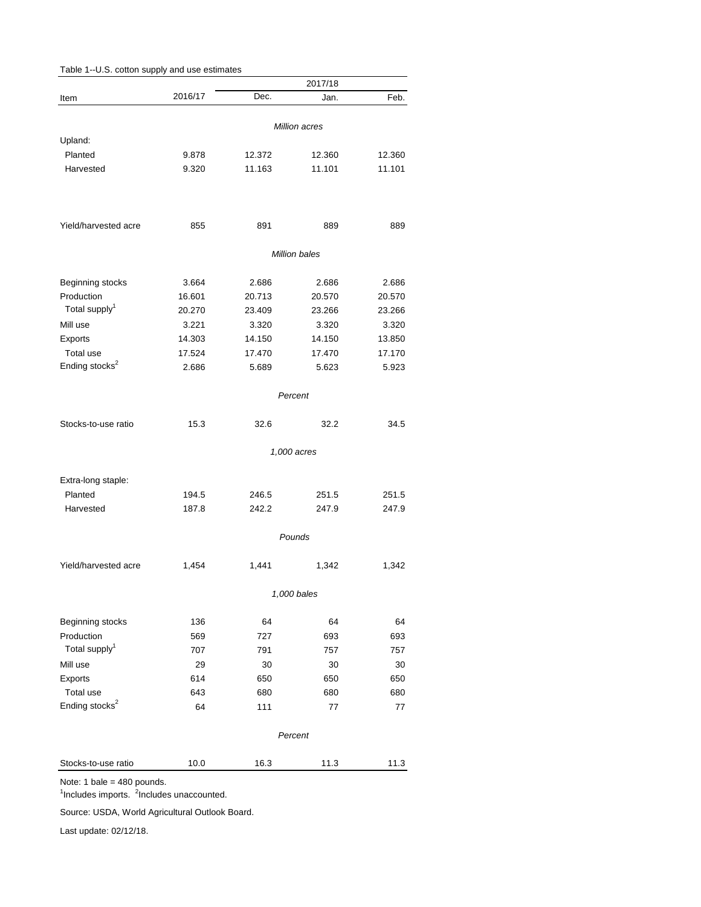Table 1--U.S. cotton supply and use estimates

| Item | 2016/17 | 2017/18 | | |
|---|---|---|---|---|
| | | Dec. | Jan. | Feb. |
| | | *Million acres* | | |
| Upland: | | | | |
| Planted | 9.878 | 12.372 | 12.360 | 12.360 |
| Harvested | 9.320 | 11.163 | 11.101 | 11.101 |
| Yield/harvested acre | 855 | 891 | 889 | 889 |
| | | *Million bales* | | |
| Beginning stocks | 3.664 | 2.686 | 2.686 | 2.686 |
| Production | 16.601 | 20.713 | 20.570 | 20.570 |
| Total supply[1] | 20.270 | 23.409 | 23.266 | 23.266 |
| Mill use | 3.221 | 3.320 | 3.320 | 3.320 |
| Exports | 14.303 | 14.150 | 14.150 | 13.850 |
| Total use | 17.524 | 17.470 | 17.470 | 17.170 |
| Ending stocks[2] | 2.686 | 5.689 | 5.623 | 5.923 |
| | | *Percent* | | |
| Stocks-to-use ratio | 15.3 | 32.6 | 32.2 | 34.5 |
| | | *1,000 acres* | | |
| Extra-long staple: | | | | |
| Planted | 194.5 | 246.5 | 251.5 | 251.5 |
| Harvested | 187.8 | 242.2 | 247.9 | 247.9 |
| | | *Pounds* | | |
| Yield/harvested acre | 1,454 | 1,441 | 1,342 | 1,342 |
| | | *1,000 bales* | | |
| Beginning stocks | 136 | 64 | 64 | 64 |
| Production | 569 | 727 | 693 | 693 |
| Total supply[1] | 707 | 791 | 757 | 757 |
| Mill use | 29 | 30 | 30 | 30 |
| Exports | 614 | 650 | 650 | 650 |
| Total use | 643 | 680 | 680 | 680 |
| Ending stocks[2] | 64 | 111 | 77 | 77 |
| | | *Percent* | | |
| Stocks-to-use ratio | 10.0 | 16.3 | 11.3 | 11.3 |

Note: 1 bale = 480 pounds.

[1]Includes imports. [2]Includes unaccounted.

Source: USDA, World Agricultural Outlook Board.

Last update: 02/12/18.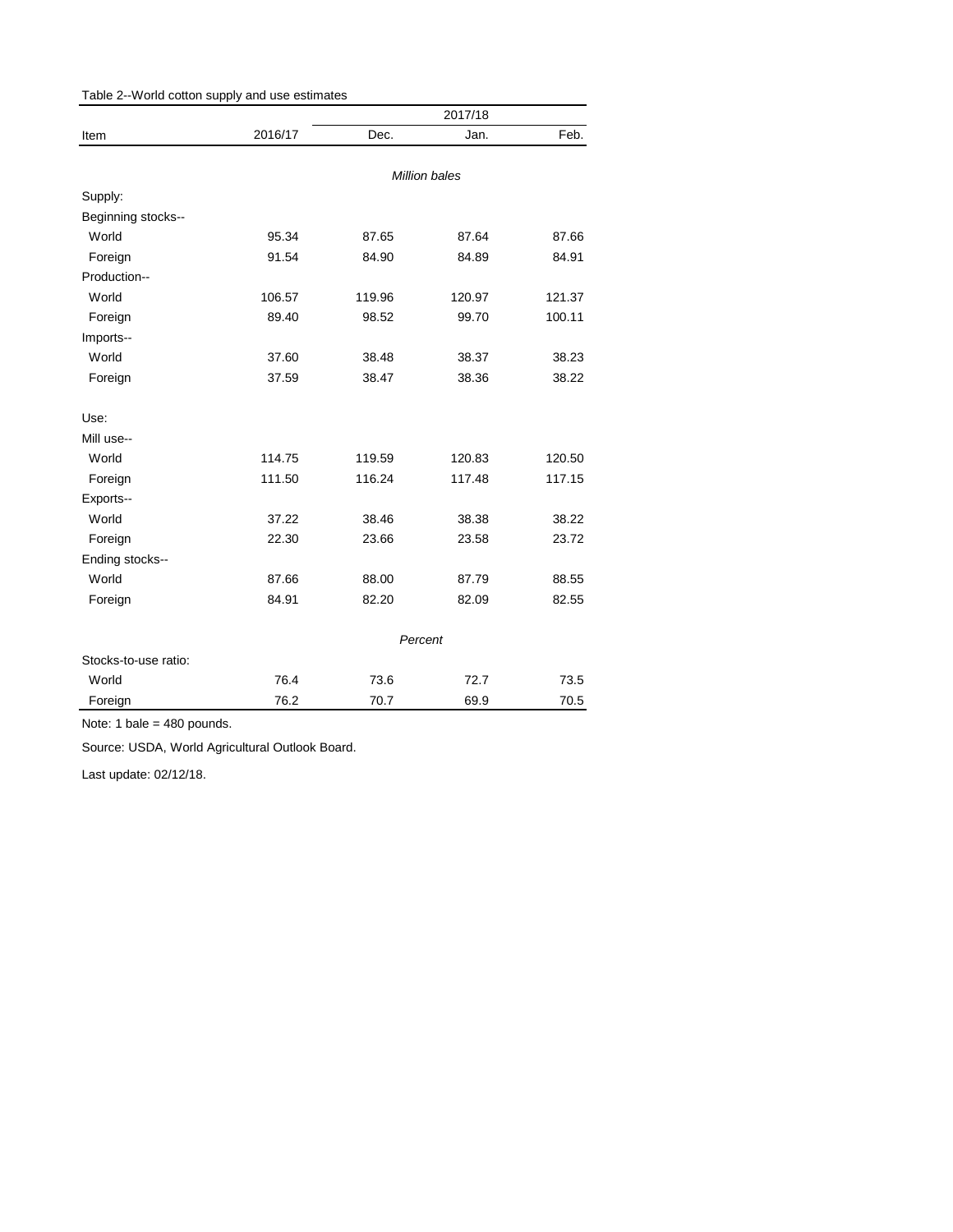Table 2--World cotton supply and use estimates

| Item | 2016/17 | 2017/18 | | |
|---|---|---|---|---|
| | | Dec. | Jan. | Feb. |
| | | *Million bales* | | |
| Supply: | | | | |
| Beginning stocks-- | | | | |
| World | 95.34 | 87.65 | 87.64 | 87.66 |
| Foreign | 91.54 | 84.90 | 84.89 | 84.91 |
| Production-- | | | | |
| World | 106.57 | 119.96 | 120.97 | 121.37 |
| Foreign | 89.40 | 98.52 | 99.70 | 100.11 |
| Imports-- | | | | |
| World | 37.60 | 38.48 | 38.37 | 38.23 |
| Foreign | 37.59 | 38.47 | 38.36 | 38.22 |
| Use: | | | | |
| Mill use-- | | | | |
| World | 114.75 | 119.59 | 120.83 | 120.50 |
| Foreign | 111.50 | 116.24 | 117.48 | 117.15 |
| Exports-- | | | | |
| World | 37.22 | 38.46 | 38.38 | 38.22 |
| Foreign | 22.30 | 23.66 | 23.58 | 23.72 |
| Ending stocks-- | | | | |
| World | 87.66 | 88.00 | 87.79 | 88.55 |
| Foreign | 84.91 | 82.20 | 82.09 | 82.55 |
| | | *Percent* | | |
| Stocks-to-use ratio: | | | | |
| World | 76.4 | 73.6 | 72.7 | 73.5 |
| Foreign | 76.2 | 70.7 | 69.9 | 70.5 |

Note: 1 bale = 480 pounds.

Source: USDA, World Agricultural Outlook Board.

Last update: 02/12/18.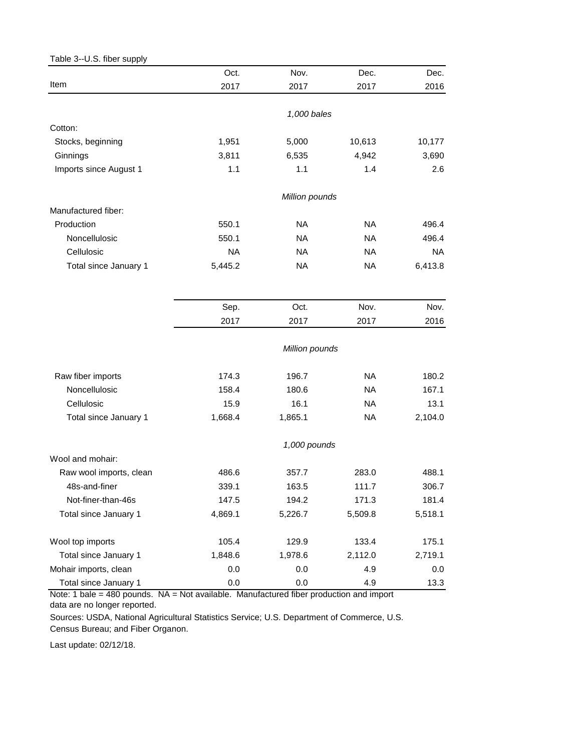Table 3--U.S. fiber supply

| Item | Oct. 2017 | Nov. 2017 | Dec. 2017 | Dec. 2016 |
|---|---|---|---|---|
| | | *1,000 bales* | | |
| Cotton: | | | | |
| Stocks, beginning | 1,951 | 5,000 | 10,613 | 10,177 |
| Ginnings | 3,811 | 6,535 | 4,942 | 3,690 |
| Imports since August 1 | 1.1 | 1.1 | 1.4 | 2.6 |
| | | *Million pounds* | | |
| Manufactured fiber: | | | | |
| Production | 550.1 | NA | NA | 496.4 |
| Noncellulosic | 550.1 | NA | NA | 496.4 |
| Cellulosic | NA | NA | NA | NA |
| Total since January 1 | 5,445.2 | NA | NA | 6,413.8 |

| Item | Sep. 2017 | Oct. 2017 | Nov. 2017 | Nov. 2016 |
|---|---|---|---|---|
| | | *Million pounds* | | |
| Raw fiber imports | 174.3 | 196.7 | NA | 180.2 |
| Noncellulosic | 158.4 | 180.6 | NA | 167.1 |
| Cellulosic | 15.9 | 16.1 | NA | 13.1 |
| Total since January 1 | 1,668.4 | 1,865.1 | NA | 2,104.0 |
| | | *1,000 pounds* | | |
| Wool and mohair: | | | | |
| Raw wool imports, clean | 486.6 | 357.7 | 283.0 | 488.1 |
| 48s-and-finer | 339.1 | 163.5 | 111.7 | 306.7 |
| Not-finer-than-46s | 147.5 | 194.2 | 171.3 | 181.4 |
| Total since January 1 | 4,869.1 | 5,226.7 | 5,509.8 | 5,518.1 |
| Wool top imports | 105.4 | 129.9 | 133.4 | 175.1 |
| Total since January 1 | 1,848.6 | 1,978.6 | 2,112.0 | 2,719.1 |
| Mohair imports, clean | 0.0 | 0.0 | 4.9 | 0.0 |
| Total since January 1 | 0.0 | 0.0 | 4.9 | 13.3 |

Note: 1 bale = 480 pounds. NA = Not available. Manufactured fiber production and import data are no longer reported.

Sources: USDA, National Agricultural Statistics Service; U.S. Department of Commerce, U.S. Census Bureau; and Fiber Organon.

Last update: 02/12/18.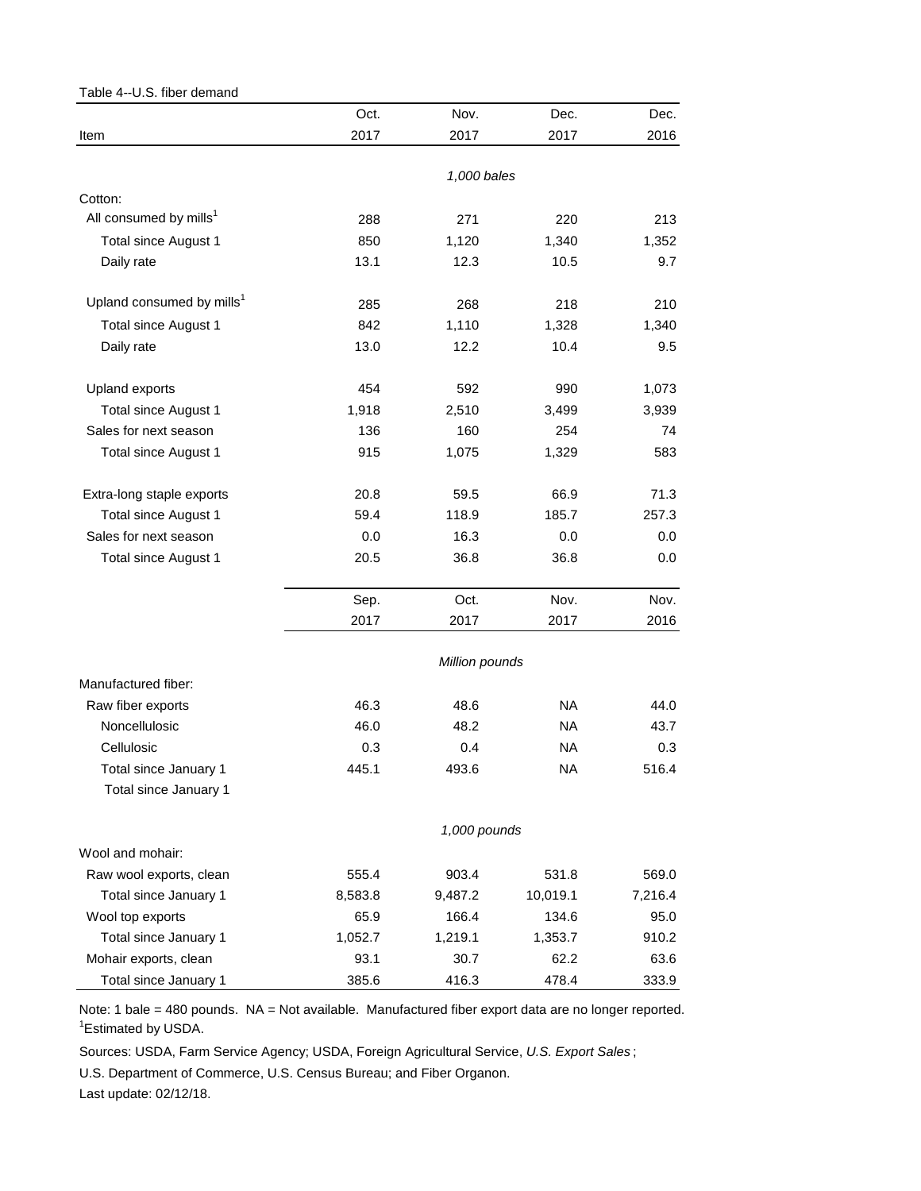Table 4--U.S. fiber demand

| Item | Oct. 2017 | Nov. 2017 | Dec. 2017 | Dec. 2016 |
|---|---|---|---|---|
| | *1,000 bales* | | | |
| Cotton: | | | | |
| All consumed by mills[1] | 288 | 271 | 220 | 213 |
| Total since August 1 | 850 | 1,120 | 1,340 | 1,352 |
| Daily rate | 13.1 | 12.3 | 10.5 | 9.7 |
| Upland consumed by mills[1] | 285 | 268 | 218 | 210 |
| Total since August 1 | 842 | 1,110 | 1,328 | 1,340 |
| Daily rate | 13.0 | 12.2 | 10.4 | 9.5 |
| Upland exports | 454 | 592 | 990 | 1,073 |
| Total since August 1 | 1,918 | 2,510 | 3,499 | 3,939 |
| Sales for next season | 136 | 160 | 254 | 74 |
| Total since August 1 | 915 | 1,075 | 1,329 | 583 |
| Extra-long staple exports | 20.8 | 59.5 | 66.9 | 71.3 |
| Total since August 1 | 59.4 | 118.9 | 185.7 | 257.3 |
| Sales for next season | 0.0 | 16.3 | 0.0 | 0.0 |
| Total since August 1 | 20.5 | 36.8 | 36.8 | 0.0 |
| | **Sep. 2017** | **Oct. 2017** | **Nov. 2017** | **Nov. 2016** |
| | *Million pounds* | | | |
| Manufactured fiber: | | | | |
| Raw fiber exports | 46.3 | 48.6 | NA | 44.0 |
| Noncellulosic | 46.0 | 48.2 | NA | 43.7 |
| Cellulosic | 0.3 | 0.4 | NA | 0.3 |
| Total since January 1 | 445.1 | 493.6 | NA | 516.4 |
| Total since January 1 | | | | |
| | *1,000 pounds* | | | |
| Wool and mohair: | | | | |
| Raw wool exports, clean | 555.4 | 903.4 | 531.8 | 569.0 |
| Total since January 1 | 8,583.8 | 9,487.2 | 10,019.1 | 7,216.4 |
| Wool top exports | 65.9 | 166.4 | 134.6 | 95.0 |
| Total since January 1 | 1,052.7 | 1,219.1 | 1,353.7 | 910.2 |
| Mohair exports, clean | 93.1 | 30.7 | 62.2 | 63.6 |
| Total since January 1 | 385.6 | 416.3 | 478.4 | 333.9 |

Note: 1 bale = 480 pounds. NA = Not available. Manufactured fiber export data are no longer reported.

[1]Estimated by USDA.

Sources: USDA, Farm Service Agency; USDA, Foreign Agricultural Service, *U.S. Export Sales*;

U.S. Department of Commerce, U.S. Census Bureau; and Fiber Organon.

Last update: 02/12/18.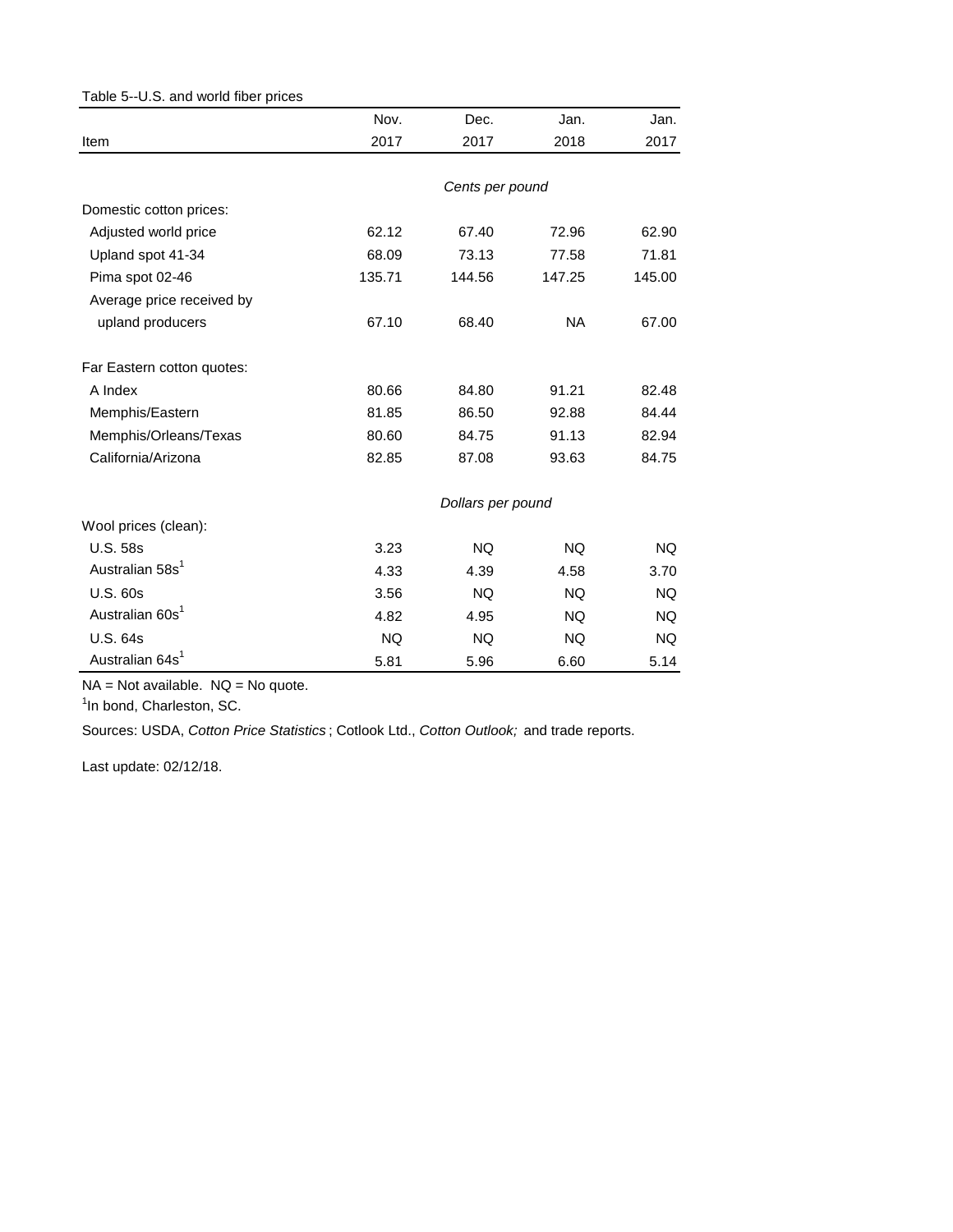Table 5--U.S. and world fiber prices

| Item | Nov. 2017 | Dec. 2017 | Jan. 2018 | Jan. 2017 |
|---|---|---|---|---|
| | *Cents per pound* | | | |
| Domestic cotton prices: | | | | |
| Adjusted world price | 62.12 | 67.40 | 72.96 | 62.90 |
| Upland spot 41-34 | 68.09 | 73.13 | 77.58 | 71.81 |
| Pima spot 02-46 | 135.71 | 144.56 | 147.25 | 145.00 |
| Average price received by upland producers | 67.10 | 68.40 | NA | 67.00 |
| Far Eastern cotton quotes: | | | | |
| A Index | 80.66 | 84.80 | 91.21 | 82.48 |
| Memphis/Eastern | 81.85 | 86.50 | 92.88 | 84.44 |
| Memphis/Orleans/Texas | 80.60 | 84.75 | 91.13 | 82.94 |
| California/Arizona | 82.85 | 87.08 | 93.63 | 84.75 |
| | *Dollars per pound* | | | |
| Wool prices (clean): | | | | |
| U.S. 58s | 3.23 | NQ | NQ | NQ |
| Australian 58s[1] | 4.33 | 4.39 | 4.58 | 3.70 |
| U.S. 60s | 3.56 | NQ | NQ | NQ |
| Australian 60s[1] | 4.82 | 4.95 | NQ | NQ |
| U.S. 64s | NQ | NQ | NQ | NQ |
| Australian 64s[1] | 5.81 | 5.96 | 6.60 | 5.14 |

NA = Not available. NQ = No quote.

[1]In bond, Charleston, SC.

Sources: USDA, *Cotton Price Statistics* ; Cotlook Ltd., *Cotton Outlook;* and trade reports.

Last update: 02/12/18.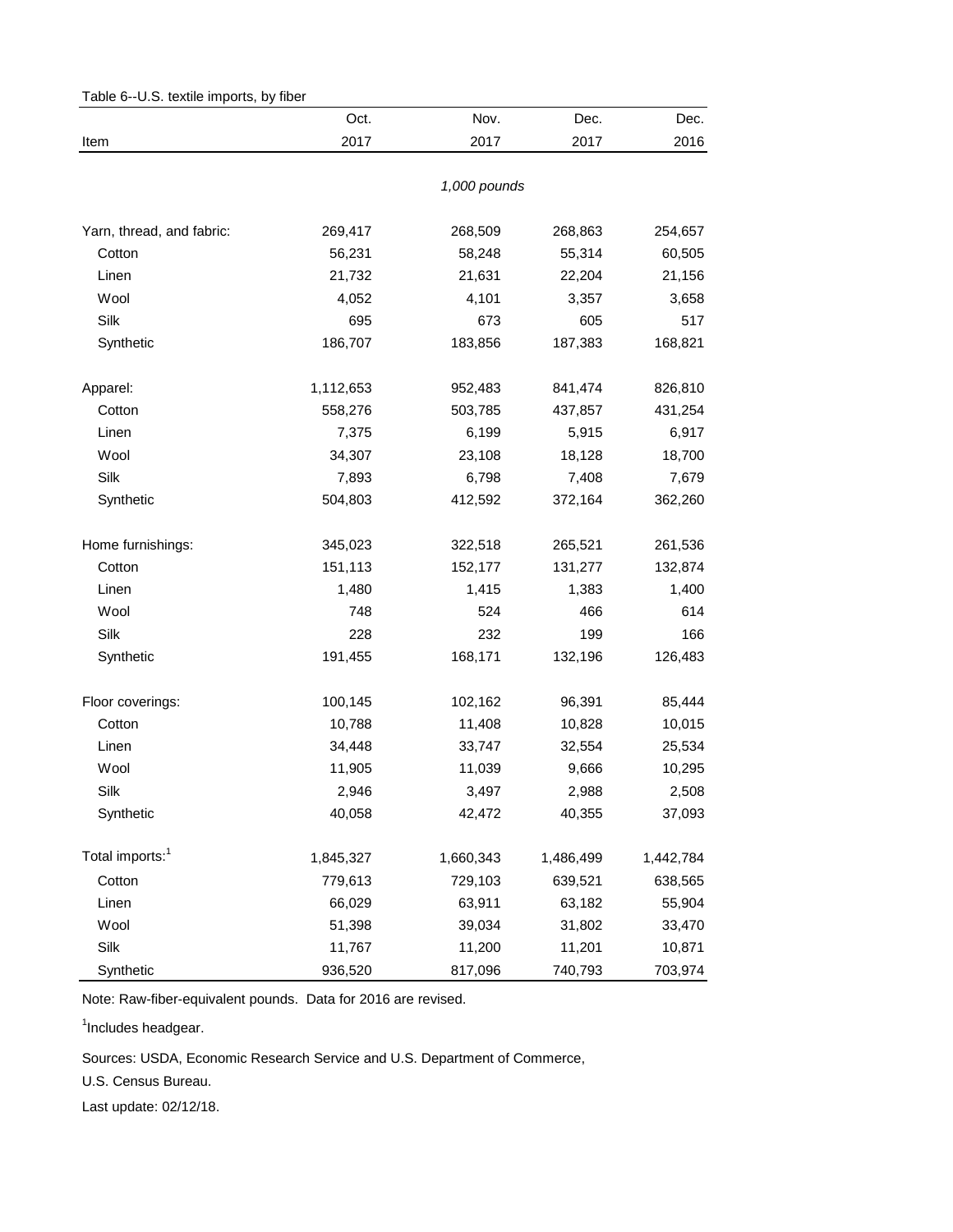Table 6--U.S. textile imports, by fiber

| Item | Oct. 2017 | Nov. 2017 | Dec. 2017 | Dec. 2016 |
|---|---|---|---|---|
| | | *1,000 pounds* | | |
| Yarn, thread, and fabric: | 269,417 | 268,509 | 268,863 | 254,657 |
| Cotton | 56,231 | 58,248 | 55,314 | 60,505 |
| Linen | 21,732 | 21,631 | 22,204 | 21,156 |
| Wool | 4,052 | 4,101 | 3,357 | 3,658 |
| Silk | 695 | 673 | 605 | 517 |
| Synthetic | 186,707 | 183,856 | 187,383 | 168,821 |
| Apparel: | 1,112,653 | 952,483 | 841,474 | 826,810 |
| Cotton | 558,276 | 503,785 | 437,857 | 431,254 |
| Linen | 7,375 | 6,199 | 5,915 | 6,917 |
| Wool | 34,307 | 23,108 | 18,128 | 18,700 |
| Silk | 7,893 | 6,798 | 7,408 | 7,679 |
| Synthetic | 504,803 | 412,592 | 372,164 | 362,260 |
| Home furnishings: | 345,023 | 322,518 | 265,521 | 261,536 |
| Cotton | 151,113 | 152,177 | 131,277 | 132,874 |
| Linen | 1,480 | 1,415 | 1,383 | 1,400 |
| Wool | 748 | 524 | 466 | 614 |
| Silk | 228 | 232 | 199 | 166 |
| Synthetic | 191,455 | 168,171 | 132,196 | 126,483 |
| Floor coverings: | 100,145 | 102,162 | 96,391 | 85,444 |
| Cotton | 10,788 | 11,408 | 10,828 | 10,015 |
| Linen | 34,448 | 33,747 | 32,554 | 25,534 |
| Wool | 11,905 | 11,039 | 9,666 | 10,295 |
| Silk | 2,946 | 3,497 | 2,988 | 2,508 |
| Synthetic | 40,058 | 42,472 | 40,355 | 37,093 |
| Total imports:[1] | 1,845,327 | 1,660,343 | 1,486,499 | 1,442,784 |
| Cotton | 779,613 | 729,103 | 639,521 | 638,565 |
| Linen | 66,029 | 63,911 | 63,182 | 55,904 |
| Wool | 51,398 | 39,034 | 31,802 | 33,470 |
| Silk | 11,767 | 11,200 | 11,201 | 10,871 |
| Synthetic | 936,520 | 817,096 | 740,793 | 703,974 |

Note: Raw-fiber-equivalent pounds. Data for 2016 are revised.

[1]Includes headgear.

Sources: USDA, Economic Research Service and U.S. Department of Commerce, U.S. Census Bureau.

Last update: 02/12/18.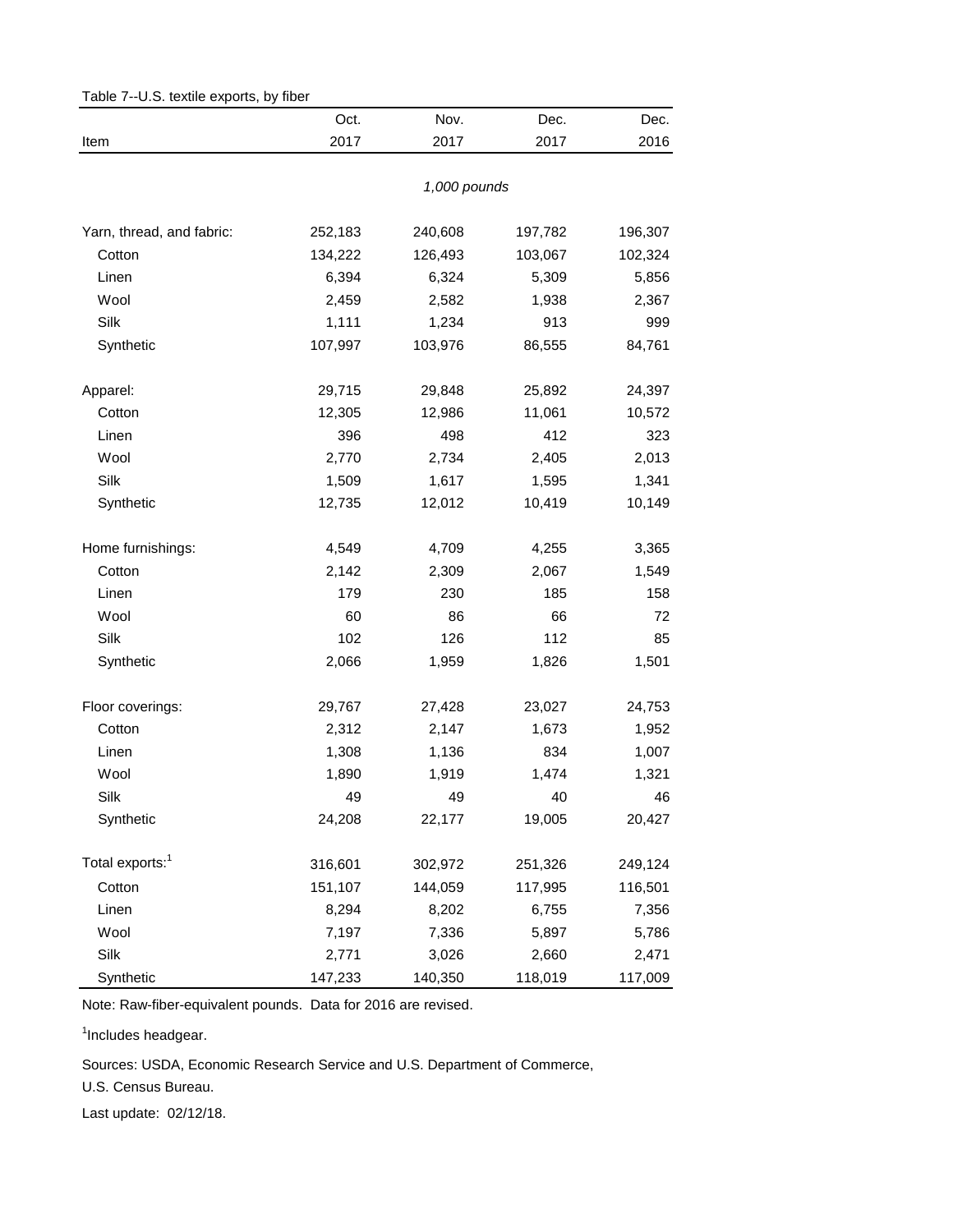Table 7--U.S. textile exports, by fiber

| Item | Oct. 2017 | Nov. 2017 | Dec. 2017 | Dec. 2016 |
|---|---|---|---|---|
| | *1,000 pounds* | | | |
| Yarn, thread, and fabric: | 252,183 | 240,608 | 197,782 | 196,307 |
| Cotton | 134,222 | 126,493 | 103,067 | 102,324 |
| Linen | 6,394 | 6,324 | 5,309 | 5,856 |
| Wool | 2,459 | 2,582 | 1,938 | 2,367 |
| Silk | 1,111 | 1,234 | 913 | 999 |
| Synthetic | 107,997 | 103,976 | 86,555 | 84,761 |
| Apparel: | 29,715 | 29,848 | 25,892 | 24,397 |
| Cotton | 12,305 | 12,986 | 11,061 | 10,572 |
| Linen | 396 | 498 | 412 | 323 |
| Wool | 2,770 | 2,734 | 2,405 | 2,013 |
| Silk | 1,509 | 1,617 | 1,595 | 1,341 |
| Synthetic | 12,735 | 12,012 | 10,419 | 10,149 |
| Home furnishings: | 4,549 | 4,709 | 4,255 | 3,365 |
| Cotton | 2,142 | 2,309 | 2,067 | 1,549 |
| Linen | 179 | 230 | 185 | 158 |
| Wool | 60 | 86 | 66 | 72 |
| Silk | 102 | 126 | 112 | 85 |
| Synthetic | 2,066 | 1,959 | 1,826 | 1,501 |
| Floor coverings: | 29,767 | 27,428 | 23,027 | 24,753 |
| Cotton | 2,312 | 2,147 | 1,673 | 1,952 |
| Linen | 1,308 | 1,136 | 834 | 1,007 |
| Wool | 1,890 | 1,919 | 1,474 | 1,321 |
| Silk | 49 | 49 | 40 | 46 |
| Synthetic | 24,208 | 22,177 | 19,005 | 20,427 |
| Total exports:[1] | 316,601 | 302,972 | 251,326 | 249,124 |
| Cotton | 151,107 | 144,059 | 117,995 | 116,501 |
| Linen | 8,294 | 8,202 | 6,755 | 7,356 |
| Wool | 7,197 | 7,336 | 5,897 | 5,786 |
| Silk | 2,771 | 3,026 | 2,660 | 2,471 |
| Synthetic | 147,233 | 140,350 | 118,019 | 117,009 |

Note: Raw-fiber-equivalent pounds. Data for 2016 are revised.

[1]Includes headgear.

Sources: USDA, Economic Research Service and U.S. Department of Commerce, U.S. Census Bureau.

Last update: 02/12/18.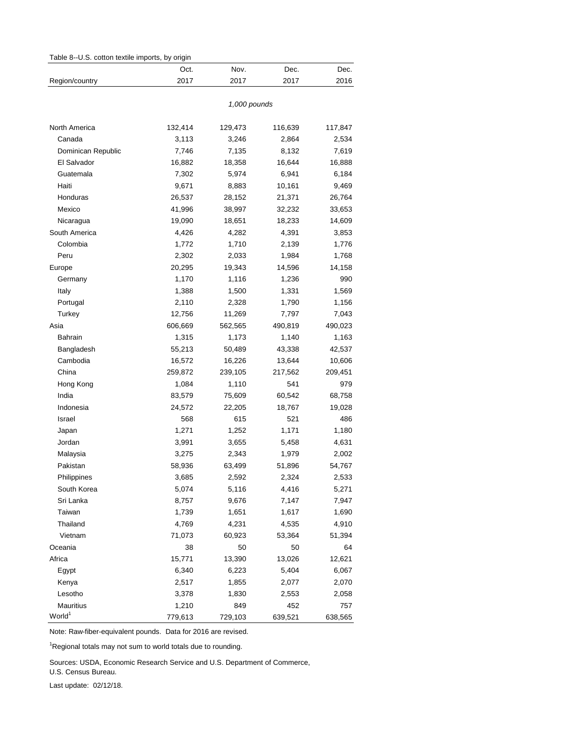Table 8--U.S. cotton textile imports, by origin

| Region/country | Oct. 2017 | Nov. 2017 | Dec. 2017 | Dec. 2016 |
|---|---|---|---|---|
| | *1,000 pounds* | | | |
| North America | 132,414 | 129,473 | 116,639 | 117,847 |
| Canada | 3,113 | 3,246 | 2,864 | 2,534 |
| Dominican Republic | 7,746 | 7,135 | 8,132 | 7,619 |
| El Salvador | 16,882 | 18,358 | 16,644 | 16,888 |
| Guatemala | 7,302 | 5,974 | 6,941 | 6,184 |
| Haiti | 9,671 | 8,883 | 10,161 | 9,469 |
| Honduras | 26,537 | 28,152 | 21,371 | 26,764 |
| Mexico | 41,996 | 38,997 | 32,232 | 33,653 |
| Nicaragua | 19,090 | 18,651 | 18,233 | 14,609 |
| South America | 4,426 | 4,282 | 4,391 | 3,853 |
| Colombia | 1,772 | 1,710 | 2,139 | 1,776 |
| Peru | 2,302 | 2,033 | 1,984 | 1,768 |
| Europe | 20,295 | 19,343 | 14,596 | 14,158 |
| Germany | 1,170 | 1,116 | 1,236 | 990 |
| Italy | 1,388 | 1,500 | 1,331 | 1,569 |
| Portugal | 2,110 | 2,328 | 1,790 | 1,156 |
| Turkey | 12,756 | 11,269 | 7,797 | 7,043 |
| Asia | 606,669 | 562,565 | 490,819 | 490,023 |
| Bahrain | 1,315 | 1,173 | 1,140 | 1,163 |
| Bangladesh | 55,213 | 50,489 | 43,338 | 42,537 |
| Cambodia | 16,572 | 16,226 | 13,644 | 10,606 |
| China | 259,872 | 239,105 | 217,562 | 209,451 |
| Hong Kong | 1,084 | 1,110 | 541 | 979 |
| India | 83,579 | 75,609 | 60,542 | 68,758 |
| Indonesia | 24,572 | 22,205 | 18,767 | 19,028 |
| Israel | 568 | 615 | 521 | 486 |
| Japan | 1,271 | 1,252 | 1,171 | 1,180 |
| Jordan | 3,991 | 3,655 | 5,458 | 4,631 |
| Malaysia | 3,275 | 2,343 | 1,979 | 2,002 |
| Pakistan | 58,936 | 63,499 | 51,896 | 54,767 |
| Philippines | 3,685 | 2,592 | 2,324 | 2,533 |
| South Korea | 5,074 | 5,116 | 4,416 | 5,271 |
| Sri Lanka | 8,757 | 9,676 | 7,147 | 7,947 |
| Taiwan | 1,739 | 1,651 | 1,617 | 1,690 |
| Thailand | 4,769 | 4,231 | 4,535 | 4,910 |
| Vietnam | 71,073 | 60,923 | 53,364 | 51,394 |
| Oceania | 38 | 50 | 50 | 64 |
| Africa | 15,771 | 13,390 | 13,026 | 12,621 |
| Egypt | 6,340 | 6,223 | 5,404 | 6,067 |
| Kenya | 2,517 | 1,855 | 2,077 | 2,070 |
| Lesotho | 3,378 | 1,830 | 2,553 | 2,058 |
| Mauritius | 1,210 | 849 | 452 | 757 |
| World[1] | 779,613 | 729,103 | 639,521 | 638,565 |

Note: Raw-fiber-equivalent pounds. Data for 2016 are revised.

[1]Regional totals may not sum to world totals due to rounding.

Sources: USDA, Economic Research Service and U.S. Department of Commerce, U.S. Census Bureau.

Last update: 02/12/18.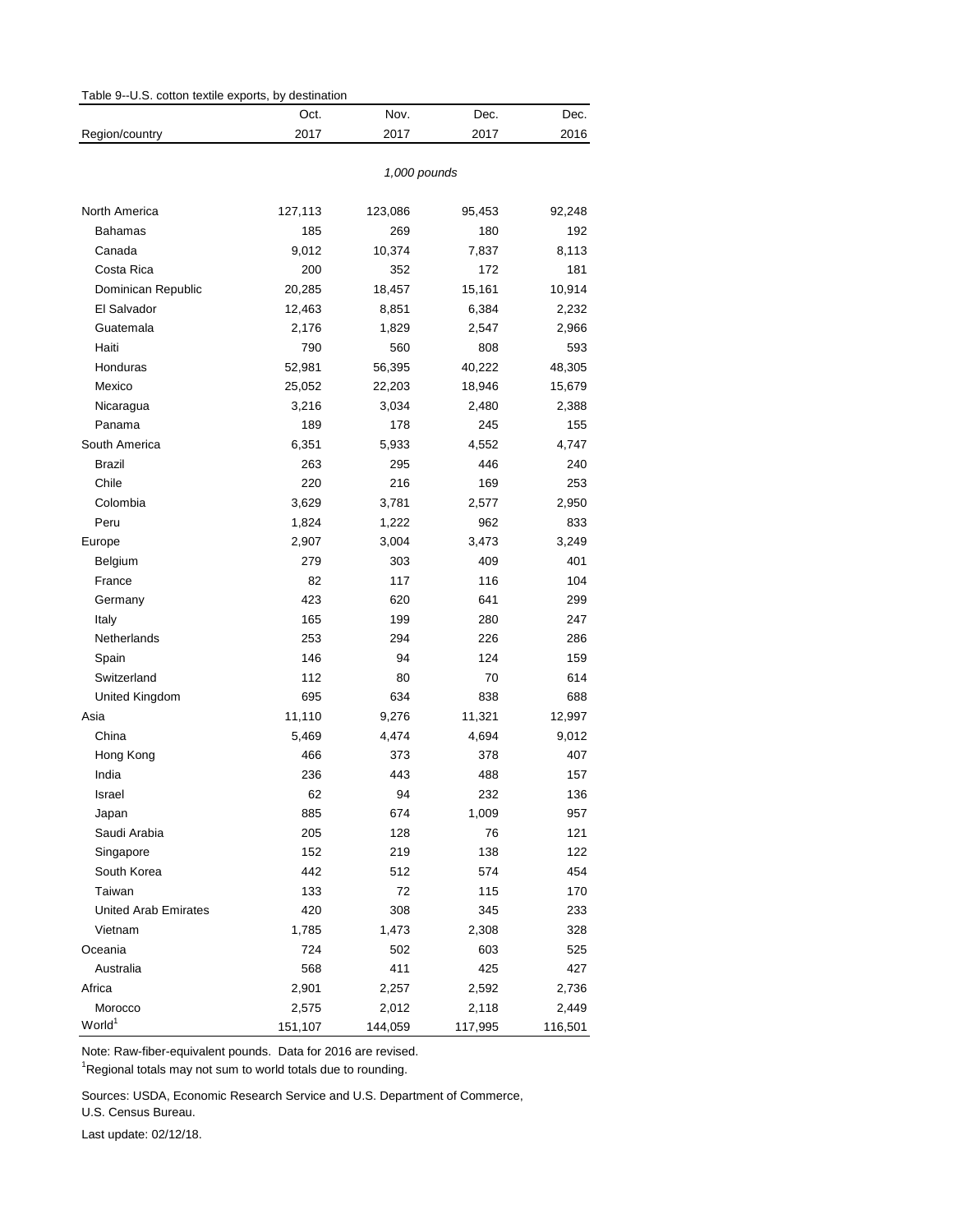Table 9--U.S. cotton textile exports, by destination

| Region/country | Oct. 2017 | Nov. 2017 | Dec. 2017 | Dec. 2016 |
|---|---|---|---|---|
| | *1,000 pounds* | | | |
| North America | 127,113 | 123,086 | 95,453 | 92,248 |
| Bahamas | 185 | 269 | 180 | 192 |
| Canada | 9,012 | 10,374 | 7,837 | 8,113 |
| Costa Rica | 200 | 352 | 172 | 181 |
| Dominican Republic | 20,285 | 18,457 | 15,161 | 10,914 |
| El Salvador | 12,463 | 8,851 | 6,384 | 2,232 |
| Guatemala | 2,176 | 1,829 | 2,547 | 2,966 |
| Haiti | 790 | 560 | 808 | 593 |
| Honduras | 52,981 | 56,395 | 40,222 | 48,305 |
| Mexico | 25,052 | 22,203 | 18,946 | 15,679 |
| Nicaragua | 3,216 | 3,034 | 2,480 | 2,388 |
| Panama | 189 | 178 | 245 | 155 |
| South America | 6,351 | 5,933 | 4,552 | 4,747 |
| Brazil | 263 | 295 | 446 | 240 |
| Chile | 220 | 216 | 169 | 253 |
| Colombia | 3,629 | 3,781 | 2,577 | 2,950 |
| Peru | 1,824 | 1,222 | 962 | 833 |
| Europe | 2,907 | 3,004 | 3,473 | 3,249 |
| Belgium | 279 | 303 | 409 | 401 |
| France | 82 | 117 | 116 | 104 |
| Germany | 423 | 620 | 641 | 299 |
| Italy | 165 | 199 | 280 | 247 |
| Netherlands | 253 | 294 | 226 | 286 |
| Spain | 146 | 94 | 124 | 159 |
| Switzerland | 112 | 80 | 70 | 614 |
| United Kingdom | 695 | 634 | 838 | 688 |
| Asia | 11,110 | 9,276 | 11,321 | 12,997 |
| China | 5,469 | 4,474 | 4,694 | 9,012 |
| Hong Kong | 466 | 373 | 378 | 407 |
| India | 236 | 443 | 488 | 157 |
| Israel | 62 | 94 | 232 | 136 |
| Japan | 885 | 674 | 1,009 | 957 |
| Saudi Arabia | 205 | 128 | 76 | 121 |
| Singapore | 152 | 219 | 138 | 122 |
| South Korea | 442 | 512 | 574 | 454 |
| Taiwan | 133 | 72 | 115 | 170 |
| United Arab Emirates | 420 | 308 | 345 | 233 |
| Vietnam | 1,785 | 1,473 | 2,308 | 328 |
| Oceania | 724 | 502 | 603 | 525 |
| Australia | 568 | 411 | 425 | 427 |
| Africa | 2,901 | 2,257 | 2,592 | 2,736 |
| Morocco | 2,575 | 2,012 | 2,118 | 2,449 |
| World[1] | 151,107 | 144,059 | 117,995 | 116,501 |

Note: Raw-fiber-equivalent pounds. Data for 2016 are revised.

[1]Regional totals may not sum to world totals due to rounding.

Sources: USDA, Economic Research Service and U.S. Department of Commerce, U.S. Census Bureau.

Last update: 02/12/18.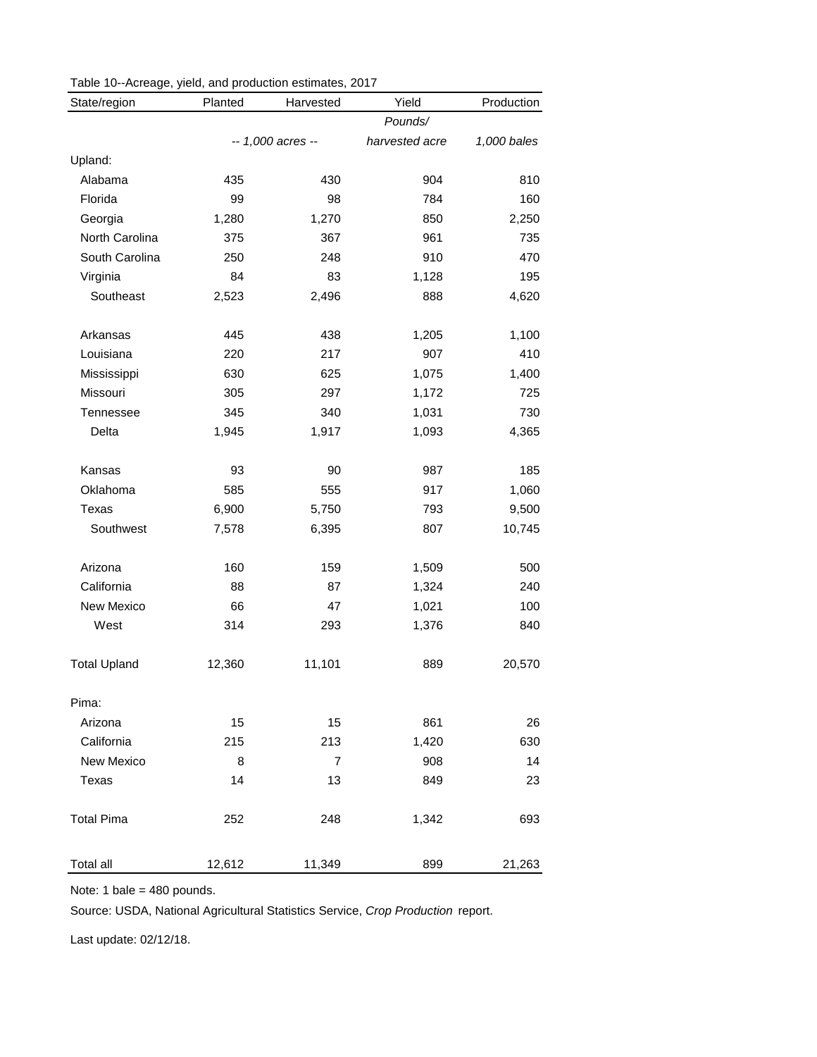Table 10--Acreage, yield, and production estimates, 2017

| State/region | Planted | Harvested | Yield | Production |
|---|---|---|---|---|
| | | | *Pounds/* | |
| | *-- 1,000 acres --* | | *harvested acre* | *1,000 bales* |
| Upland: | | | | |
| Alabama | 435 | 430 | 904 | 810 |
| Florida | 99 | 98 | 784 | 160 |
| Georgia | 1,280 | 1,270 | 850 | 2,250 |
| North Carolina | 375 | 367 | 961 | 735 |
| South Carolina | 250 | 248 | 910 | 470 |
| Virginia | 84 | 83 | 1,128 | 195 |
| Southeast | 2,523 | 2,496 | 888 | 4,620 |
| | | | | |
| Arkansas | 445 | 438 | 1,205 | 1,100 |
| Louisiana | 220 | 217 | 907 | 410 |
| Mississippi | 630 | 625 | 1,075 | 1,400 |
| Missouri | 305 | 297 | 1,172 | 725 |
| Tennessee | 345 | 340 | 1,031 | 730 |
| Delta | 1,945 | 1,917 | 1,093 | 4,365 |
| | | | | |
| Kansas | 93 | 90 | 987 | 185 |
| Oklahoma | 585 | 555 | 917 | 1,060 |
| Texas | 6,900 | 5,750 | 793 | 9,500 |
| Southwest | 7,578 | 6,395 | 807 | 10,745 |
| | | | | |
| Arizona | 160 | 159 | 1,509 | 500 |
| California | 88 | 87 | 1,324 | 240 |
| New Mexico | 66 | 47 | 1,021 | 100 |
| West | 314 | 293 | 1,376 | 840 |
| | | | | |
| Total Upland | 12,360 | 11,101 | 889 | 20,570 |
| | | | | |
| Pima: | | | | |
| Arizona | 15 | 15 | 861 | 26 |
| California | 215 | 213 | 1,420 | 630 |
| New Mexico | 8 | 7 | 908 | 14 |
| Texas | 14 | 13 | 849 | 23 |
| | | | | |
| Total Pima | 252 | 248 | 1,342 | 693 |
| | | | | |
| Total all | 12,612 | 11,349 | 899 | 21,263 |

Note: 1 bale = 480 pounds.

Source: USDA, National Agricultural Statistics Service, *Crop Production* report.

Last update: 02/12/18.